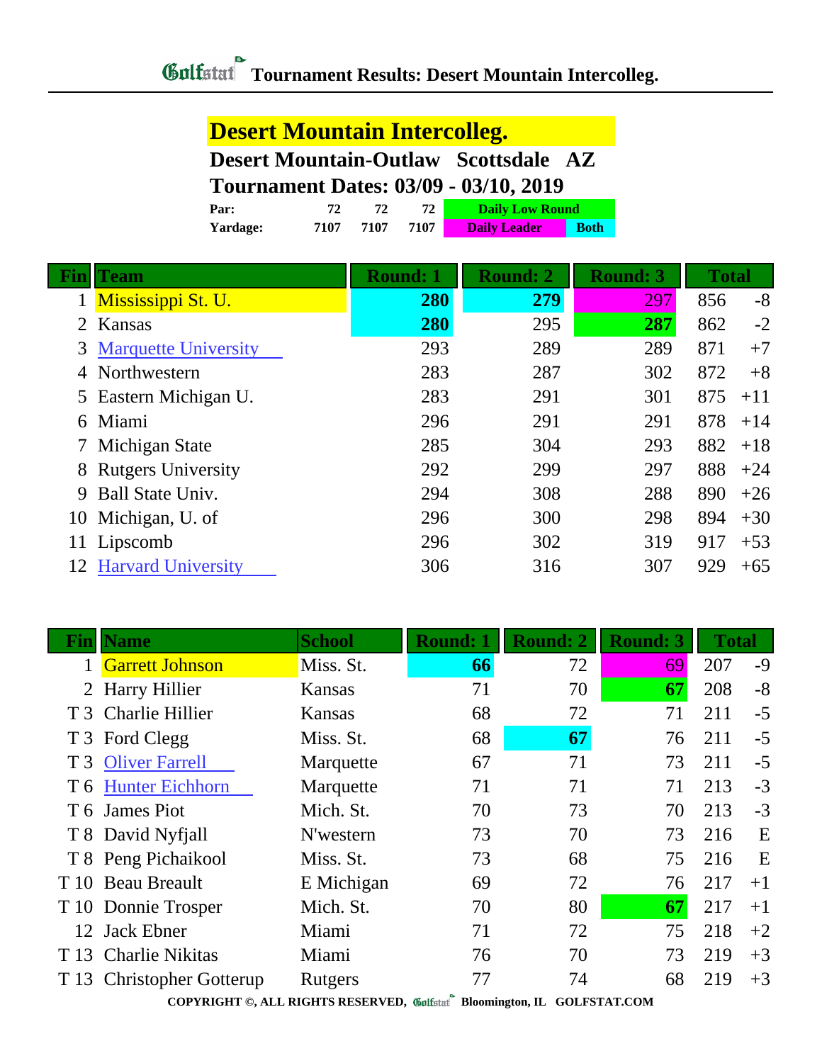# Tournament Results: Desert Mountain Intercolleg.

## Desert Mountain Intercolleg.

**Desert Mountain-Outlaw Scottsdale AZ**

**Tournament Dates: 03/09 - 03/10, 2019**

| | | | | | |
|---|---|---|---|---|---|
| Par: | 72 | 72 | 72 | Daily Low Round | |
| Yardage: | 7107 | 7107 | 7107 | Daily Leader | Both |

| Fin | Team | Round: 1 | Round: 2 | Round: 3 | Total | |
|---|---|---|---|---|---|---|
| 1 | Mississippi St. U. | **280** | **279** | 297 | 856 | -8 |
| 2 | Kansas | **280** | 295 | **287** | 862 | -2 |
| 3 | Marquette University | 293 | 289 | 289 | 871 | +7 |
| 4 | Northwestern | 283 | 287 | 302 | 872 | +8 |
| 5 | Eastern Michigan U. | 283 | 291 | 301 | 875 | +11 |
| 6 | Miami | 296 | 291 | 291 | 878 | +14 |
| 7 | Michigan State | 285 | 304 | 293 | 882 | +18 |
| 8 | Rutgers University | 292 | 299 | 297 | 888 | +24 |
| 9 | Ball State Univ. | 294 | 308 | 288 | 890 | +26 |
| 10 | Michigan, U. of | 296 | 300 | 298 | 894 | +30 |
| 11 | Lipscomb | 296 | 302 | 319 | 917 | +53 |
| 12 | Harvard University | 306 | 316 | 307 | 929 | +65 |

| Fin | Name | School | Round: 1 | Round: 2 | Round: 3 | Total | |
|---|---|---|---|---|---|---|---|
| 1 | Garrett Johnson | Miss. St. | **66** | 72 | 69 | 207 | -9 |
| 2 | Harry Hillier | Kansas | 71 | 70 | **67** | 208 | -8 |
| T 3 | Charlie Hillier | Kansas | 68 | 72 | 71 | 211 | -5 |
| T 3 | Ford Clegg | Miss. St. | 68 | **67** | 76 | 211 | -5 |
| T 3 | Oliver Farrell | Marquette | 67 | 71 | 73 | 211 | -5 |
| T 6 | Hunter Eichhorn | Marquette | 71 | 71 | 71 | 213 | -3 |
| T 6 | James Piot | Mich. St. | 70 | 73 | 70 | 213 | -3 |
| T 8 | David Nyfjall | N'western | 73 | 70 | 73 | 216 | E |
| T 8 | Peng Pichaikool | Miss. St. | 73 | 68 | 75 | 216 | E |
| T 10 | Beau Breault | E Michigan | 69 | 72 | 76 | 217 | +1 |
| T 10 | Donnie Trosper | Mich. St. | 70 | 80 | **67** | 217 | +1 |
| 12 | Jack Ebner | Miami | 71 | 72 | 75 | 218 | +2 |
| T 13 | Charlie Nikitas | Miami | 76 | 70 | 73 | 219 | +3 |
| T 13 | Christopher Gotterup | Rutgers | 77 | 74 | 68 | 219 | +3 |

COPYRIGHT ©, ALL RIGHTS RESERVED, Golfstat Bloomington, IL GOLFSTAT.COM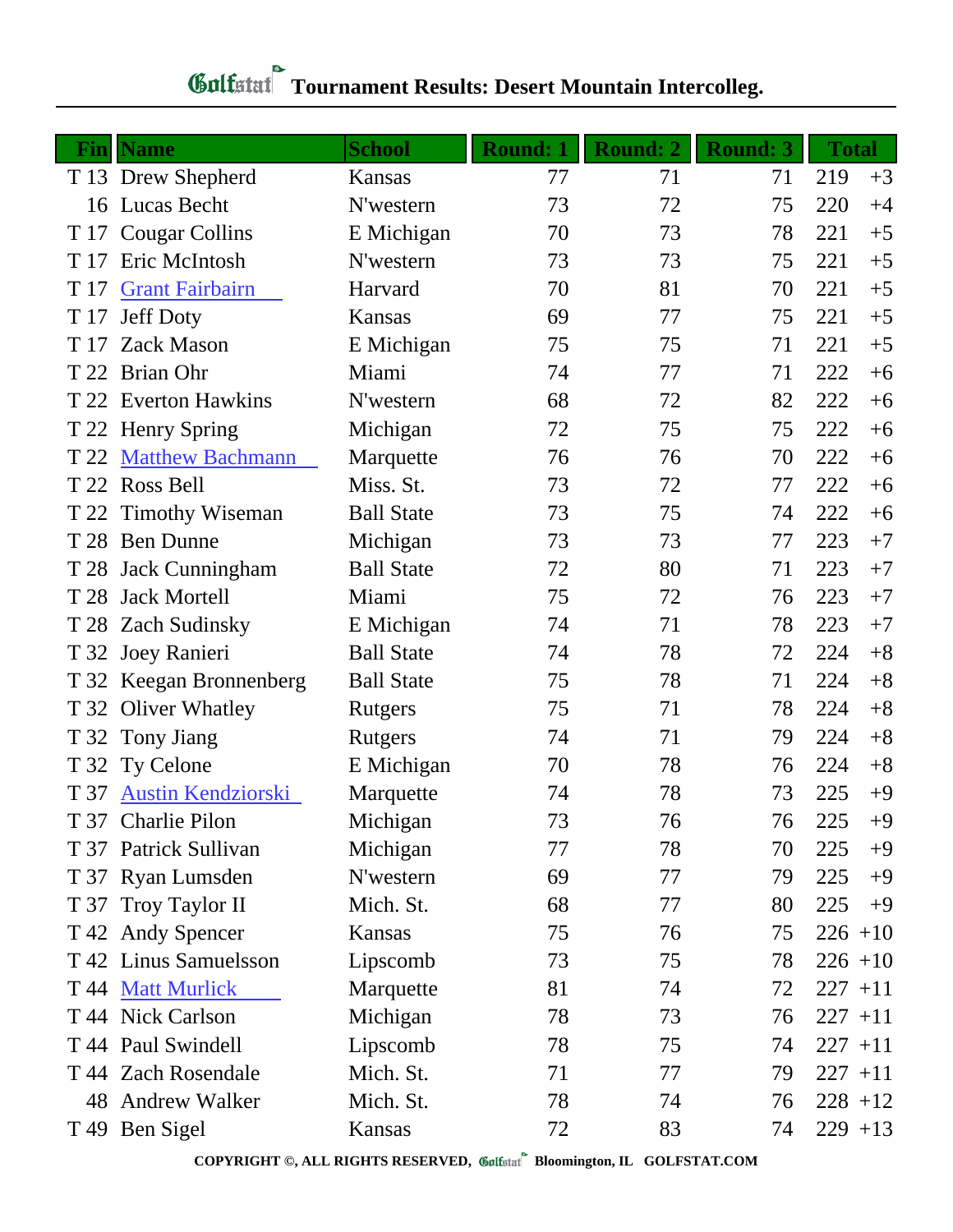# Golfstat Tournament Results: Desert Mountain Intercolleg.

| Fin | Name | School | Round: 1 | Round: 2 | Round: 3 | Total | |
|---|---|---|---|---|---|---|---|
| T 13 | Drew Shepherd | Kansas | 77 | 71 | 71 | 219 | +3 |
| 16 | Lucas Becht | N'western | 73 | 72 | 75 | 220 | +4 |
| T 17 | Cougar Collins | E Michigan | 70 | 73 | 78 | 221 | +5 |
| T 17 | Eric McIntosh | N'western | 73 | 73 | 75 | 221 | +5 |
| T 17 | Grant Fairbairn | Harvard | 70 | 81 | 70 | 221 | +5 |
| T 17 | Jeff Doty | Kansas | 69 | 77 | 75 | 221 | +5 |
| T 17 | Zack Mason | E Michigan | 75 | 75 | 71 | 221 | +5 |
| T 22 | Brian Ohr | Miami | 74 | 77 | 71 | 222 | +6 |
| T 22 | Everton Hawkins | N'western | 68 | 72 | 82 | 222 | +6 |
| T 22 | Henry Spring | Michigan | 72 | 75 | 75 | 222 | +6 |
| T 22 | Matthew Bachmann | Marquette | 76 | 76 | 70 | 222 | +6 |
| T 22 | Ross Bell | Miss. St. | 73 | 72 | 77 | 222 | +6 |
| T 22 | Timothy Wiseman | Ball State | 73 | 75 | 74 | 222 | +6 |
| T 28 | Ben Dunne | Michigan | 73 | 73 | 77 | 223 | +7 |
| T 28 | Jack Cunningham | Ball State | 72 | 80 | 71 | 223 | +7 |
| T 28 | Jack Mortell | Miami | 75 | 72 | 76 | 223 | +7 |
| T 28 | Zach Sudinsky | E Michigan | 74 | 71 | 78 | 223 | +7 |
| T 32 | Joey Ranieri | Ball State | 74 | 78 | 72 | 224 | +8 |
| T 32 | Keegan Bronnenberg | Ball State | 75 | 78 | 71 | 224 | +8 |
| T 32 | Oliver Whatley | Rutgers | 75 | 71 | 78 | 224 | +8 |
| T 32 | Tony Jiang | Rutgers | 74 | 71 | 79 | 224 | +8 |
| T 32 | Ty Celone | E Michigan | 70 | 78 | 76 | 224 | +8 |
| T 37 | Austin Kendziorski | Marquette | 74 | 78 | 73 | 225 | +9 |
| T 37 | Charlie Pilon | Michigan | 73 | 76 | 76 | 225 | +9 |
| T 37 | Patrick Sullivan | Michigan | 77 | 78 | 70 | 225 | +9 |
| T 37 | Ryan Lumsden | N'western | 69 | 77 | 79 | 225 | +9 |
| T 37 | Troy Taylor II | Mich. St. | 68 | 77 | 80 | 225 | +9 |
| T 42 | Andy Spencer | Kansas | 75 | 76 | 75 | 226 | +10 |
| T 42 | Linus Samuelsson | Lipscomb | 73 | 75 | 78 | 226 | +10 |
| T 44 | Matt Murlick | Marquette | 81 | 74 | 72 | 227 | +11 |
| T 44 | Nick Carlson | Michigan | 78 | 73 | 76 | 227 | +11 |
| T 44 | Paul Swindell | Lipscomb | 78 | 75 | 74 | 227 | +11 |
| T 44 | Zach Rosendale | Mich. St. | 71 | 77 | 79 | 227 | +11 |
| 48 | Andrew Walker | Mich. St. | 78 | 74 | 76 | 228 | +12 |
| T 49 | Ben Sigel | Kansas | 72 | 83 | 74 | 229 | +13 |

COPYRIGHT ©, ALL RIGHTS RESERVED, Golfstat Bloomington, IL GOLFSTAT.COM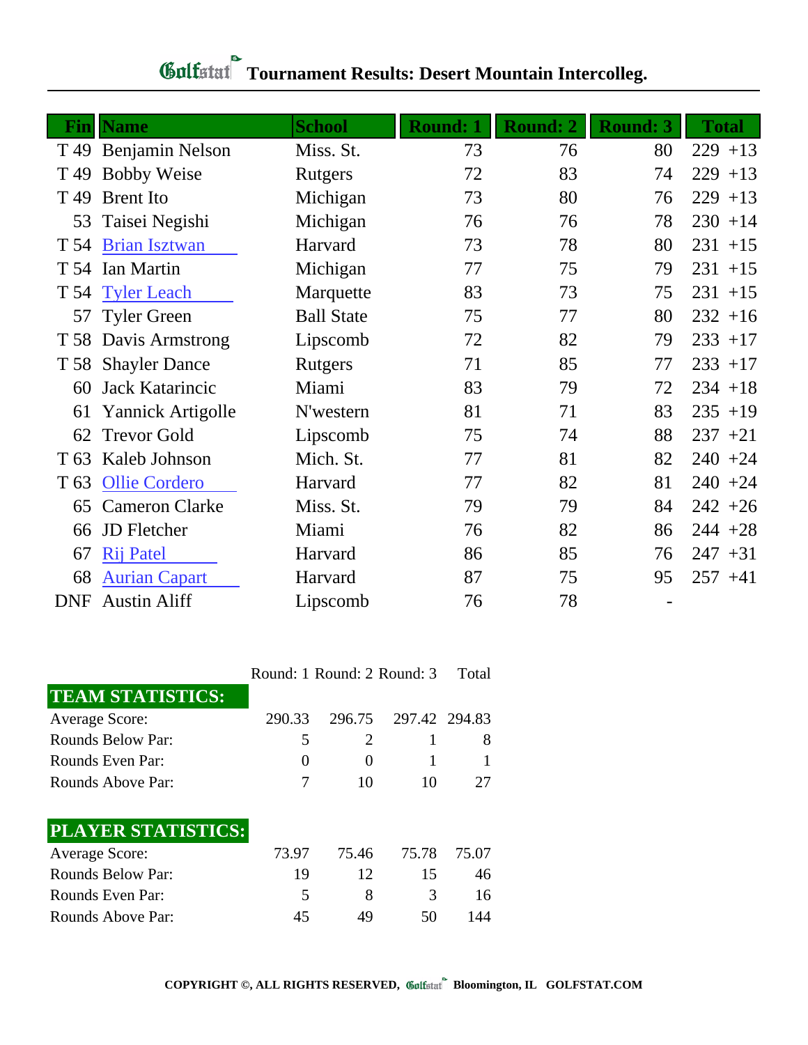# Tournament Results: Desert Mountain Intercolleg.

| Fin | Name | School | Round: 1 | Round: 2 | Round: 3 | Total | |
|---|---|---|---|---|---|---|---|
| T 49 | Benjamin Nelson | Miss. St. | 73 | 76 | 80 | 229 | +13 |
| T 49 | Bobby Weise | Rutgers | 72 | 83 | 74 | 229 | +13 |
| T 49 | Brent Ito | Michigan | 73 | 80 | 76 | 229 | +13 |
| 53 | Taisei Negishi | Michigan | 76 | 76 | 78 | 230 | +14 |
| T 54 | Brian Isztwan | Harvard | 73 | 78 | 80 | 231 | +15 |
| T 54 | Ian Martin | Michigan | 77 | 75 | 79 | 231 | +15 |
| T 54 | Tyler Leach | Marquette | 83 | 73 | 75 | 231 | +15 |
| 57 | Tyler Green | Ball State | 75 | 77 | 80 | 232 | +16 |
| T 58 | Davis Armstrong | Lipscomb | 72 | 82 | 79 | 233 | +17 |
| T 58 | Shayler Dance | Rutgers | 71 | 85 | 77 | 233 | +17 |
| 60 | Jack Katarincic | Miami | 83 | 79 | 72 | 234 | +18 |
| 61 | Yannick Artigolle | N'western | 81 | 71 | 83 | 235 | +19 |
| 62 | Trevor Gold | Lipscomb | 75 | 74 | 88 | 237 | +21 |
| T 63 | Kaleb Johnson | Mich. St. | 77 | 81 | 82 | 240 | +24 |
| T 63 | Ollie Cordero | Harvard | 77 | 82 | 81 | 240 | +24 |
| 65 | Cameron Clarke | Miss. St. | 79 | 79 | 84 | 242 | +26 |
| 66 | JD Fletcher | Miami | 76 | 82 | 86 | 244 | +28 |
| 67 | Rij Patel | Harvard | 86 | 85 | 76 | 247 | +31 |
| 68 | Aurian Capart | Harvard | 87 | 75 | 95 | 257 | +41 |
| DNF | Austin Aliff | Lipscomb | 76 | 78 | - | | |

| TEAM STATISTICS: | Round: 1 | Round: 2 | Round: 3 | Total |
|---|---|---|---|---|
| Average Score: | 290.33 | 296.75 | 297.42 | 294.83 |
| Rounds Below Par: | 5 | 2 | 1 | 8 |
| Rounds Even Par: | 0 | 0 | 1 | 1 |
| Rounds Above Par: | 7 | 10 | 10 | 27 |

| PLAYER STATISTICS: | Round: 1 | Round: 2 | Round: 3 | Total |
|---|---|---|---|---|
| Average Score: | 73.97 | 75.46 | 75.78 | 75.07 |
| Rounds Below Par: | 19 | 12 | 15 | 46 |
| Rounds Even Par: | 5 | 8 | 3 | 16 |
| Rounds Above Par: | 45 | 49 | 50 | 144 |

COPYRIGHT ©, ALL RIGHTS RESERVED, Golfstat Bloomington, IL GOLFSTAT.COM